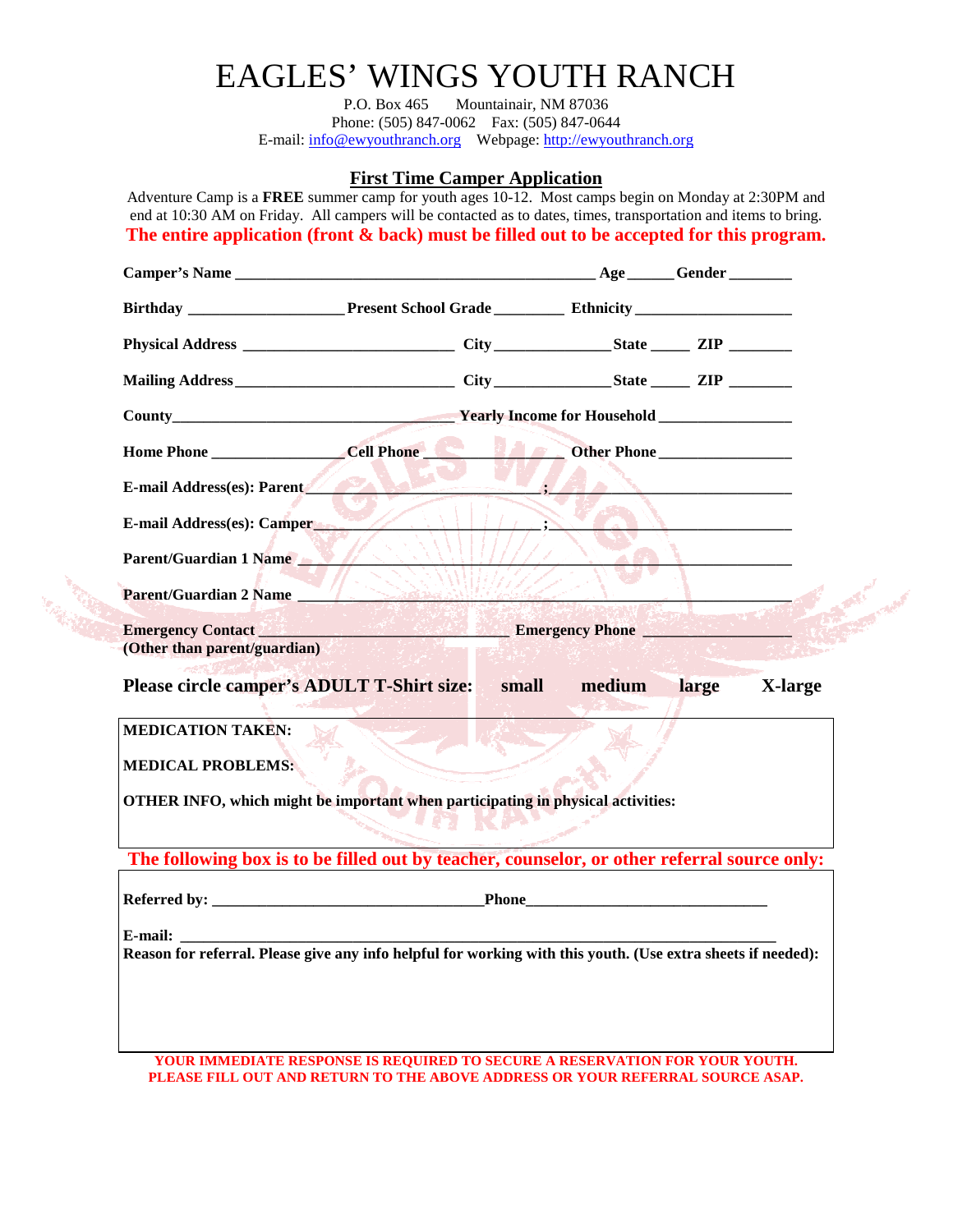# EAGLES' WINGS YOUTH RANCH

P.O. Box 465 Mountainair, NM 87036
Phone: (505) 847-0062 Fax: (505) 847-0644
E-mail: info@ewyouthranch.org Webpage: http://ewyouthranch.org

## First Time Camper Application

Adventure Camp is a **FREE** summer camp for youth ages 10-12. Most camps begin on Monday at 2:30PM and end at 10:30 AM on Friday. All campers will be contacted as to dates, times, transportation and items to bring.

**The entire application (front & back) must be filled out to be accepted for this program.**

**Camper's Name** ______________________________________________ **Age** ______ **Gender** ________

**Birthday** ___________________ **Present School Grade** _________ **Ethnicity** ____________________

**Physical Address** __________________________ **City** _______________ **State** _____ **ZIP** ________

**Mailing Address** ___________________________ **City** _______________ **State** _____ **ZIP** ________

**County** ___________________________________ **Yearly Income for Household** _________________

**Home Phone** ________________ **Cell Phone** __________________ **Other Phone** _________________

**E-mail Address(es): Parent** ______________________________; ______________________________

**E-mail Address(es): Camper** ______________________________; ______________________________

**Parent/Guardian 1 Name** ______________________________________________________________

**Parent/Guardian 2 Name** ______________________________________________________________

**Emergency Contact** ______________________________ **Emergency Phone** ___________________
**(Other than parent/guardian)**

**Please circle camper's ADULT T-Shirt size: small medium large X-large**

**MEDICATION TAKEN:**

**MEDICAL PROBLEMS:**

**OTHER INFO, which might be important when participating in physical activities:**

**The following box is to be filled out by teacher, counselor, or other referral source only:**

**Referred by:** __________________________________ **Phone** _______________________________

**E-mail:** ___________________________________________________________________________

**Reason for referral. Please give any info helpful for working with this youth. (Use extra sheets if needed):**

**YOUR IMMEDIATE RESPONSE IS REQUIRED TO SECURE A RESERVATION FOR YOUR YOUTH.**
**PLEASE FILL OUT AND RETURN TO THE ABOVE ADDRESS OR YOUR REFERRAL SOURCE ASAP.**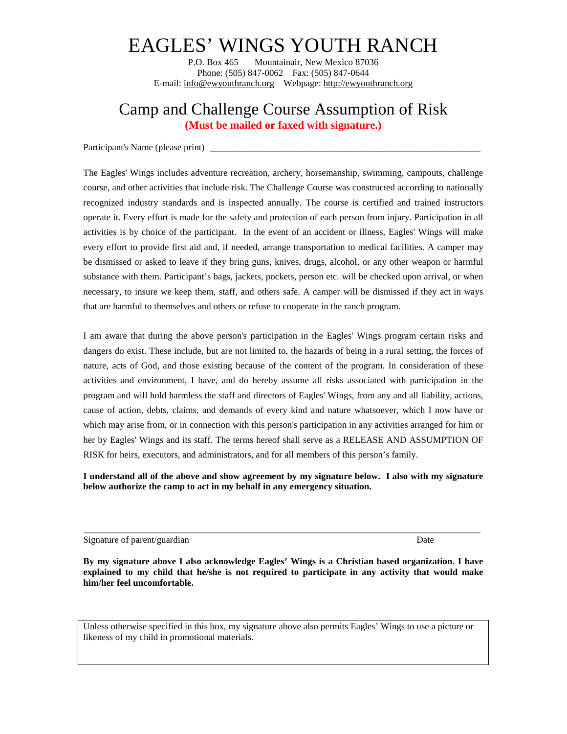# EAGLES' WINGS YOUTH RANCH

P.O. Box 465 Mountainair, New Mexico 87036
Phone: (505) 847-0062 Fax: (505) 847-0644
E-mail: info@ewyouthranch.org Webpage: http://ewyouthranch.org

## Camp and Challenge Course Assumption of Risk

**(Must be mailed or faxed with signature.)**

Participant's Name (please print) ___________________________________________

The Eagles' Wings includes adventure recreation, archery, horsemanship, swimming, campouts, challenge course, and other activities that include risk. The Challenge Course was constructed according to nationally recognized industry standards and is inspected annually. The course is certified and trained instructors operate it. Every effort is made for the safety and protection of each person from injury. Participation in all activities is by choice of the participant. In the event of an accident or illness, Eagles' Wings will make every effort to provide first aid and, if needed, arrange transportation to medical facilities. A camper may be dismissed or asked to leave if they bring guns, knives, drugs, alcohol, or any other weapon or harmful substance with them. Participant's bags, jackets, pockets, person etc. will be checked upon arrival, or when necessary, to insure we keep them, staff, and others safe. A camper will be dismissed if they act in ways that are harmful to themselves and others or refuse to cooperate in the ranch program.

I am aware that during the above person's participation in the Eagles' Wings program certain risks and dangers do exist. These include, but are not limited to, the hazards of being in a rural setting, the forces of nature, acts of God, and those existing because of the content of the program. In consideration of these activities and environment, I have, and do hereby assume all risks associated with participation in the program and will hold harmless the staff and directors of Eagles' Wings, from any and all liability, actions, cause of action, debts, claims, and demands of every kind and nature whatsoever, which I now have or which may arise from, or in connection with this person's participation in any activities arranged for him or her by Eagles' Wings and its staff. The terms hereof shall serve as a RELEASE AND ASSUMPTION OF RISK for heirs, executors, and administrators, and for all members of this person's family.

**I understand all of the above and show agreement by my signature below. I also with my signature below authorize the camp to act in my behalf in any emergency situation.**

_____________________________________________________________________________

Signature of parent/guardian Date

**By my signature above I also acknowledge Eagles' Wings is a Christian based organization. I have explained to my child that he/she is not required to participate in any activity that would make him/her feel uncomfortable.**

Unless otherwise specified in this box, my signature above also permits Eagles' Wings to use a picture or likeness of my child in promotional materials.